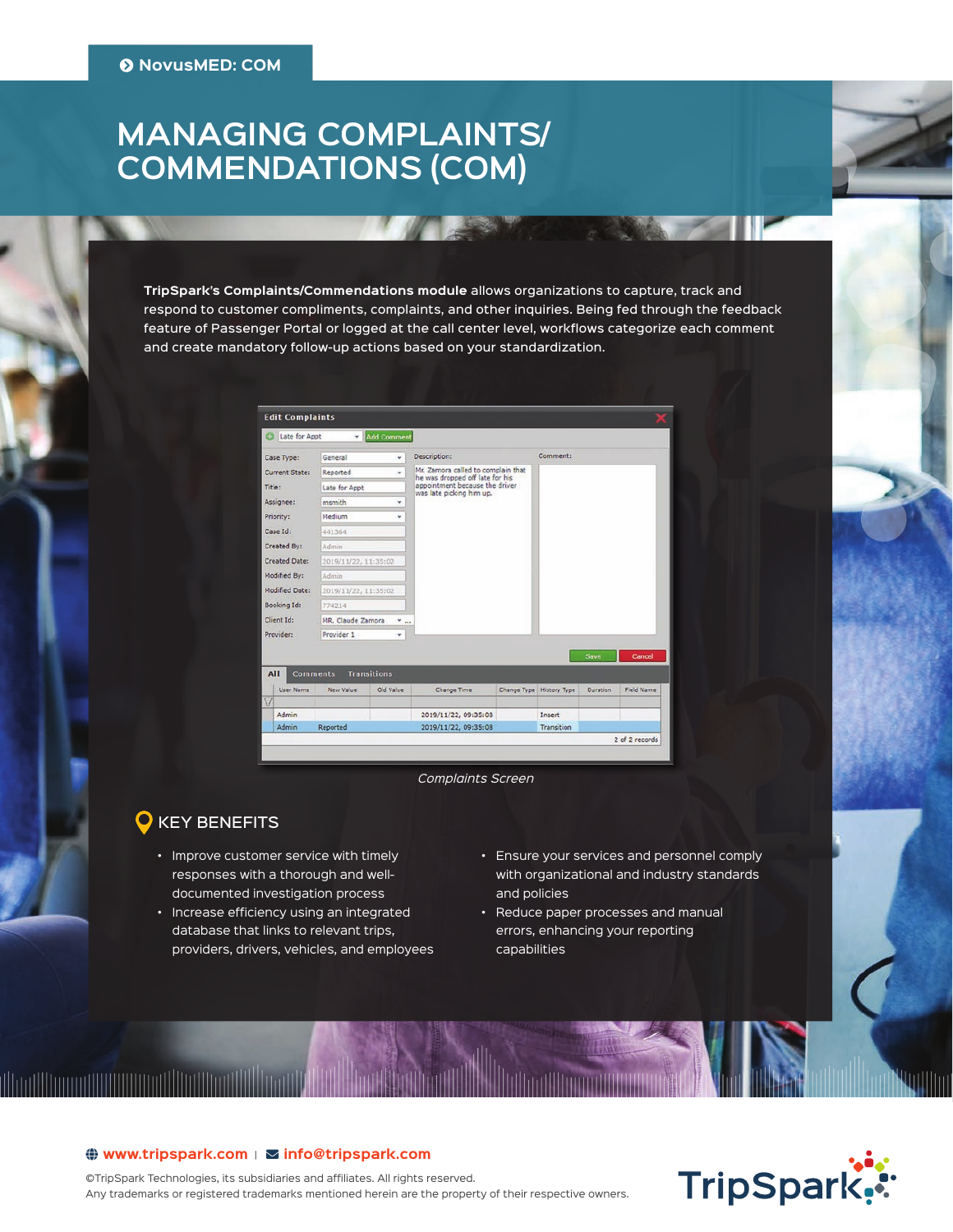NovusMED: COM

# MANAGING COMPLAINTS/ COMMENDATIONS (COM)

**TripSpark's Complaints/Commendations module** allows organizations to capture, track and respond to customer compliments, complaints, and other inquiries. Being fed through the feedback feature of Passenger Portal or logged at the call center level, workflows categorize each comment and create mandatory follow-up actions based on your standardization.

*Complaints Screen*

## KEY BENEFITS

- Improve customer service with timely responses with a thorough and well-documented investigation process
- Increase efficiency using an integrated database that links to relevant trips, providers, drivers, vehicles, and employees
- Ensure your services and personnel comply with organizational and industry standards and policies
- Reduce paper processes and manual errors, enhancing your reporting capabilities

www.tripspark.com | info@tripspark.com

©TripSpark Technologies, its subsidiaries and affiliates. All rights reserved.
Any trademarks or registered trademarks mentioned herein are the property of their respective owners.

TripSpark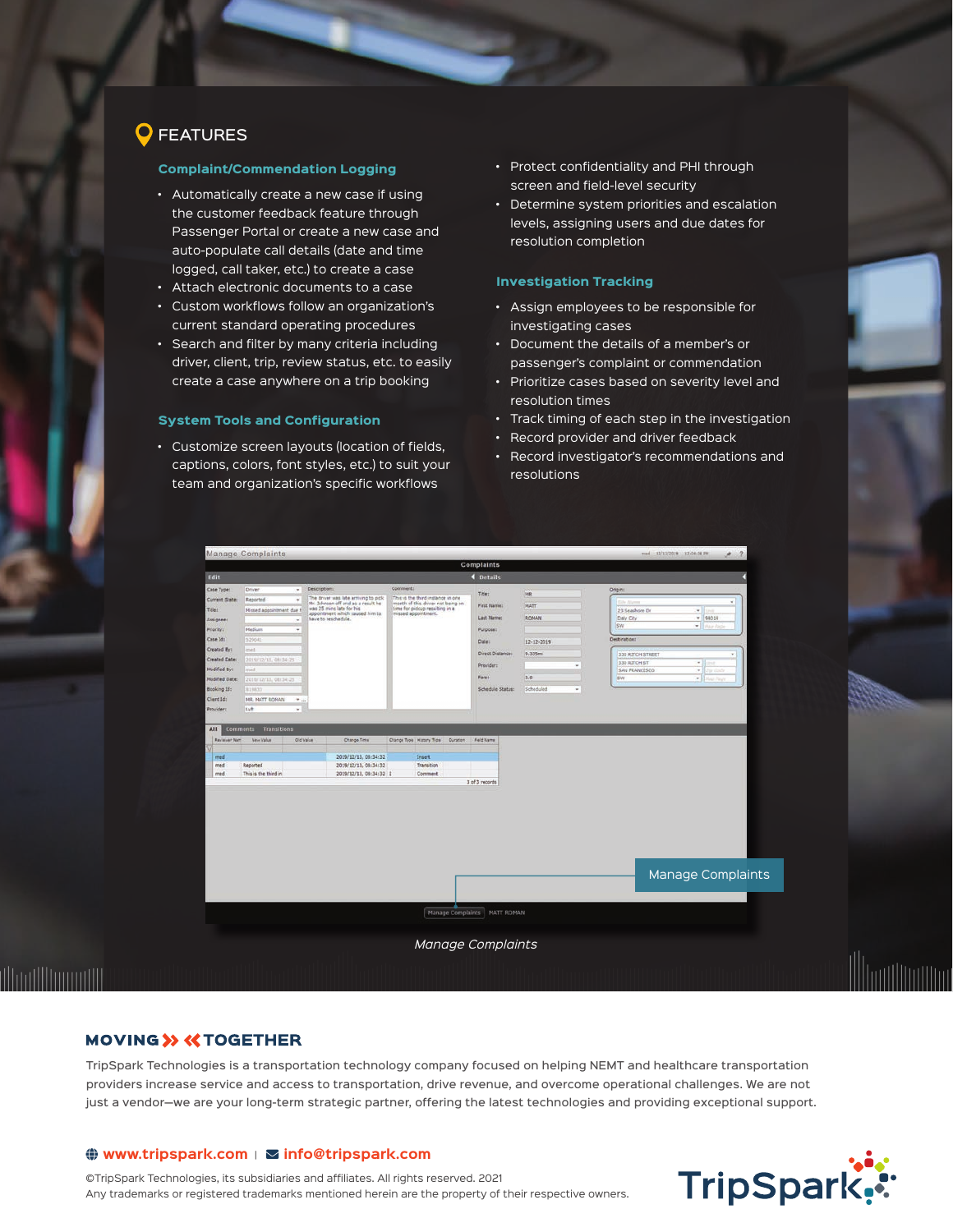## FEATURES

### Complaint/Commendation Logging

- Automatically create a new case if using the customer feedback feature through Passenger Portal or create a new case and auto-populate call details (date and time logged, call taker, etc.) to create a case
- Attach electronic documents to a case
- Custom workflows follow an organization's current standard operating procedures
- Search and filter by many criteria including driver, client, trip, review status, etc. to easily create a case anywhere on a trip booking

### System Tools and Configuration

- Customize screen layouts (location of fields, captions, colors, font styles, etc.) to suit your team and organization's specific workflows
- Protect confidentiality and PHI through screen and field-level security
- Determine system priorities and escalation levels, assigning users and due dates for resolution completion

### Investigation Tracking

- Assign employees to be responsible for investigating cases
- Document the details of a member's or passenger's complaint or commendation
- Prioritize cases based on severity level and resolution times
- Track timing of each step in the investigation
- Record provider and driver feedback
- Record investigator's recommendations and resolutions

Manage Complaints

*Manage Complaints*

## MOVING » « TOGETHER

TripSpark Technologies is a transportation technology company focused on helping NEMT and healthcare transportation providers increase service and access to transportation, drive revenue, and overcome operational challenges. We are not just a vendor—we are your long-term strategic partner, offering the latest technologies and providing exceptional support.

www.tripspark.com | info@tripspark.com

©TripSpark Technologies, its subsidiaries and affiliates. All rights reserved. 2021
Any trademarks or registered trademarks mentioned herein are the property of their respective owners.

TripSpark